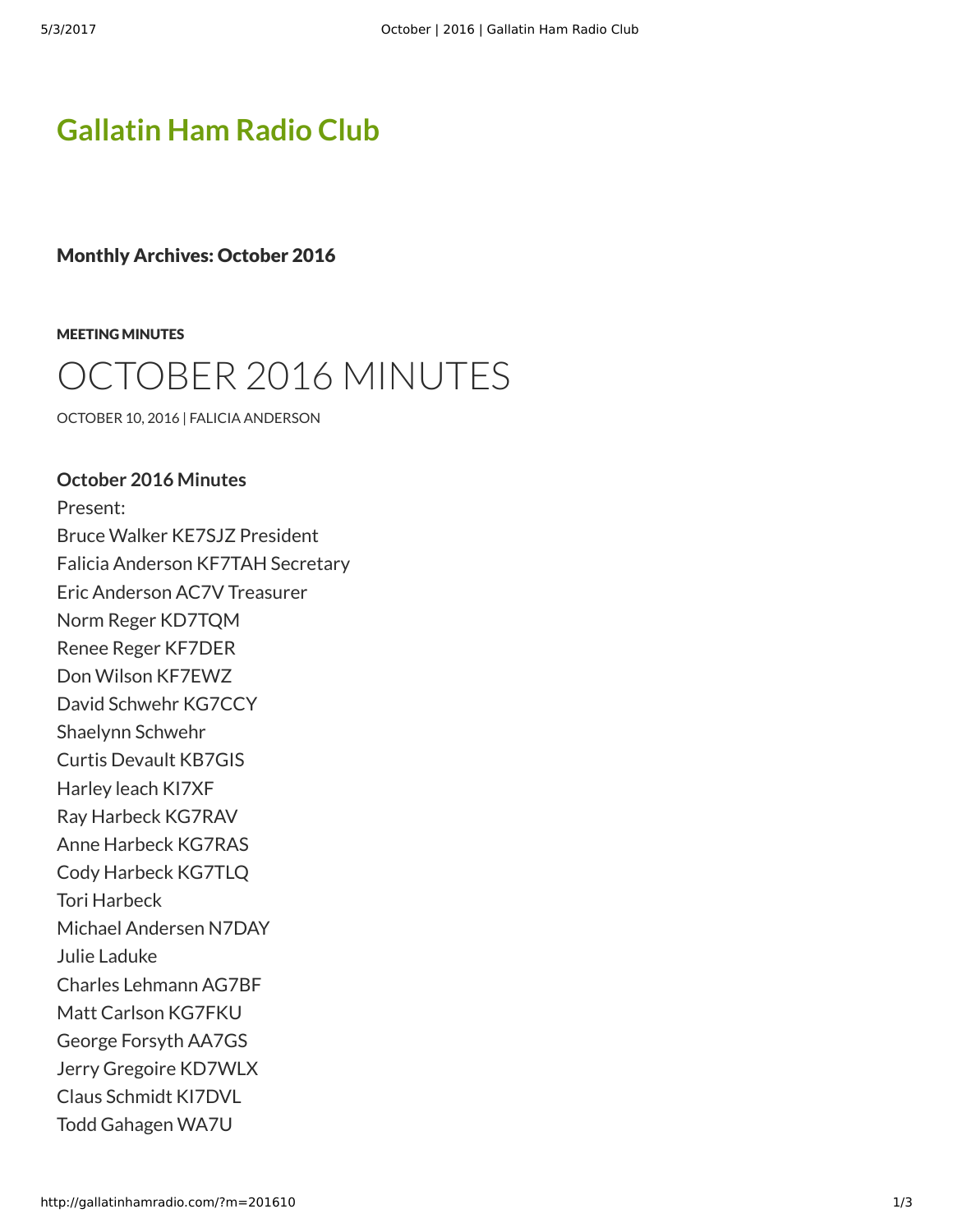# Gallatin Ham Radio Club

## Monthly Archives: October 2016

MEETING MINUTES

# OCTOBER 2016 MINUTES

OCTOBER 10, 2016 | FALICIA ANDERSON

**October 2016 Minutes**

Present:
Bruce Walker KE7SJZ President
Falicia Anderson KF7TAH Secretary
Eric Anderson AC7V Treasurer
Norm Reger KD7TQM
Renee Reger KF7DER
Don Wilson KF7EWZ
David Schwehr KG7CCY
Shaelynn Schwehr
Curtis Devault KB7GIS
Harley leach KI7XF
Ray Harbeck KG7RAV
Anne Harbeck KG7RAS
Cody Harbeck KG7TLQ
Tori Harbeck
Michael Andersen N7DAY
Julie Laduke
Charles Lehmann AG7BF
Matt Carlson KG7FKU
George Forsyth AA7GS
Jerry Gregoire KD7WLX
Claus Schmidt KI7DVL
Todd Gahagen WA7U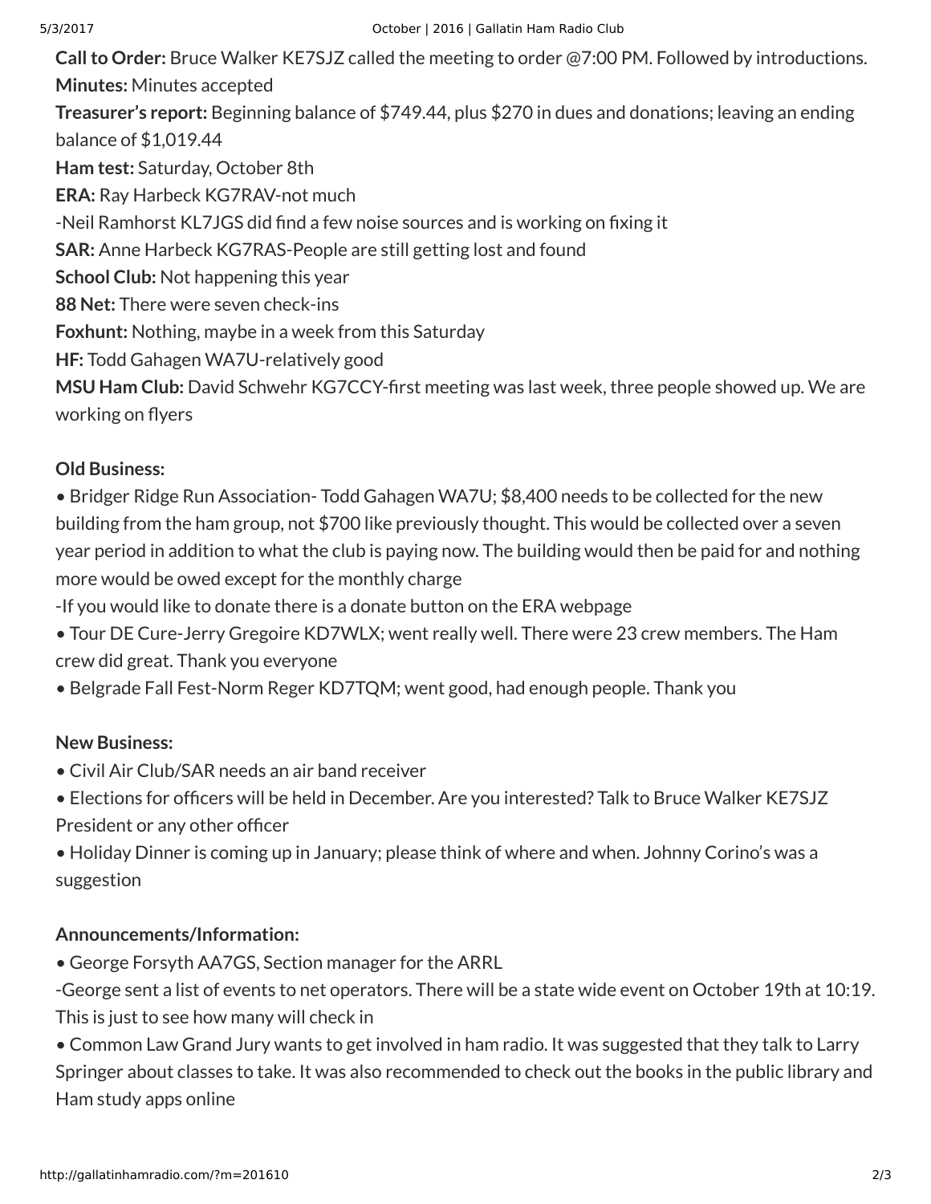**Call to Order:** Bruce Walker KE7SJZ called the meeting to order @7:00 PM. Followed by introductions.
**Minutes:** Minutes accepted
**Treasurer's report:** Beginning balance of $749.44, plus $270 in dues and donations; leaving an ending balance of $1,019.44
**Ham test:** Saturday, October 8th
**ERA:** Ray Harbeck KG7RAV-not much
-Neil Ramhorst KL7JGS did find a few noise sources and is working on fixing it
**SAR:** Anne Harbeck KG7RAS-People are still getting lost and found
**School Club:** Not happening this year
**88 Net:** There were seven check-ins
**Foxhunt:** Nothing, maybe in a week from this Saturday
**HF:** Todd Gahagen WA7U-relatively good
**MSU Ham Club:** David Schwehr KG7CCY-first meeting was last week, three people showed up. We are working on flyers

**Old Business:**

• Bridger Ridge Run Association- Todd Gahagen WA7U; $8,400 needs to be collected for the new building from the ham group, not $700 like previously thought. This would be collected over a seven year period in addition to what the club is paying now. The building would then be paid for and nothing more would be owed except for the monthly charge
-If you would like to donate there is a donate button on the ERA webpage
• Tour DE Cure-Jerry Gregoire KD7WLX; went really well. There were 23 crew members. The Ham crew did great. Thank you everyone
• Belgrade Fall Fest-Norm Reger KD7TQM; went good, had enough people. Thank you

**New Business:**

• Civil Air Club/SAR needs an air band receiver
• Elections for officers will be held in December. Are you interested? Talk to Bruce Walker KE7SJZ President or any other officer
• Holiday Dinner is coming up in January; please think of where and when. Johnny Corino's was a suggestion

**Announcements/Information:**

• George Forsyth AA7GS, Section manager for the ARRL
-George sent a list of events to net operators. There will be a state wide event on October 19th at 10:19. This is just to see how many will check in
• Common Law Grand Jury wants to get involved in ham radio. It was suggested that they talk to Larry Springer about classes to take. It was also recommended to check out the books in the public library and Ham study apps online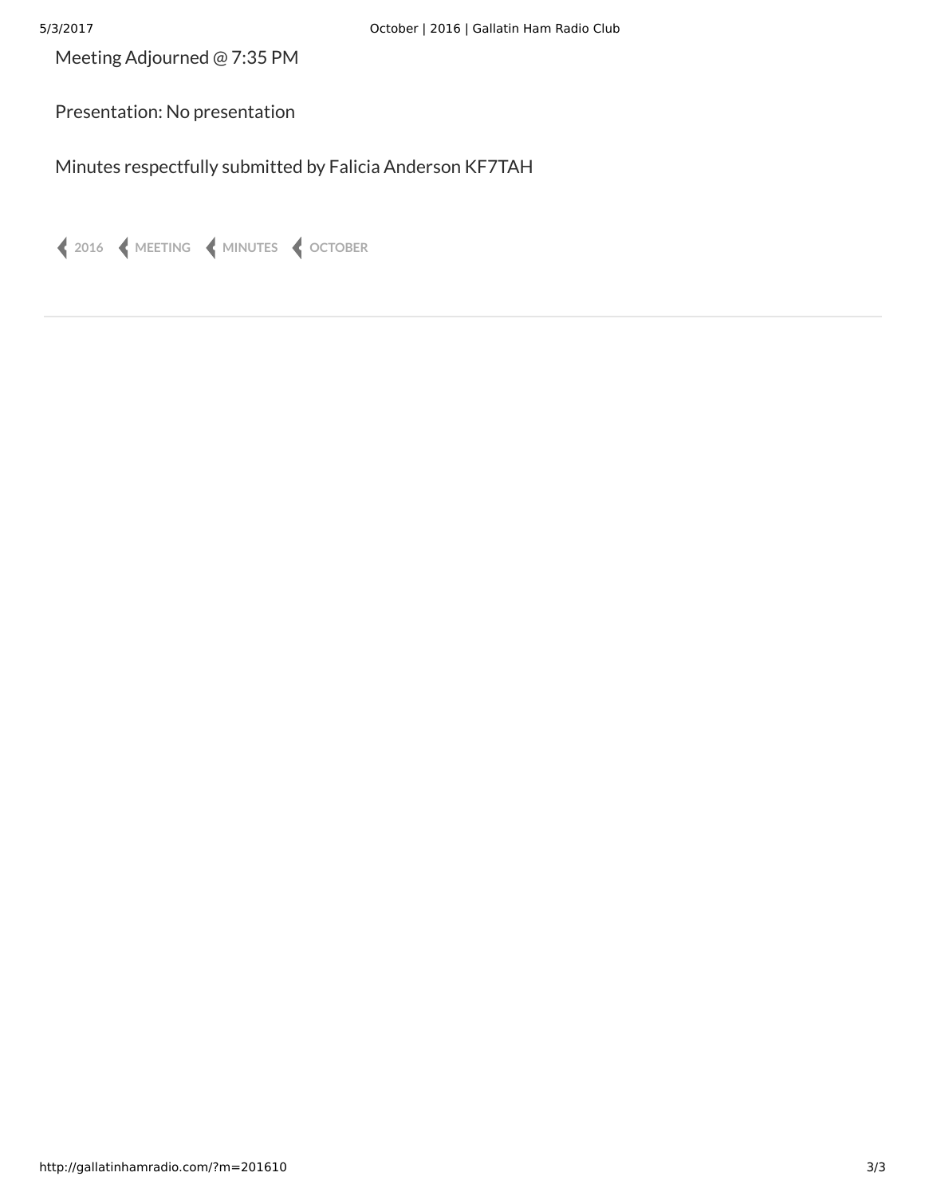Meeting Adjourned @ 7:35 PM

Presentation: No presentation

Minutes respectfully submitted by Falicia Anderson KF7TAH

2016 MEETING MINUTES OCTOBER